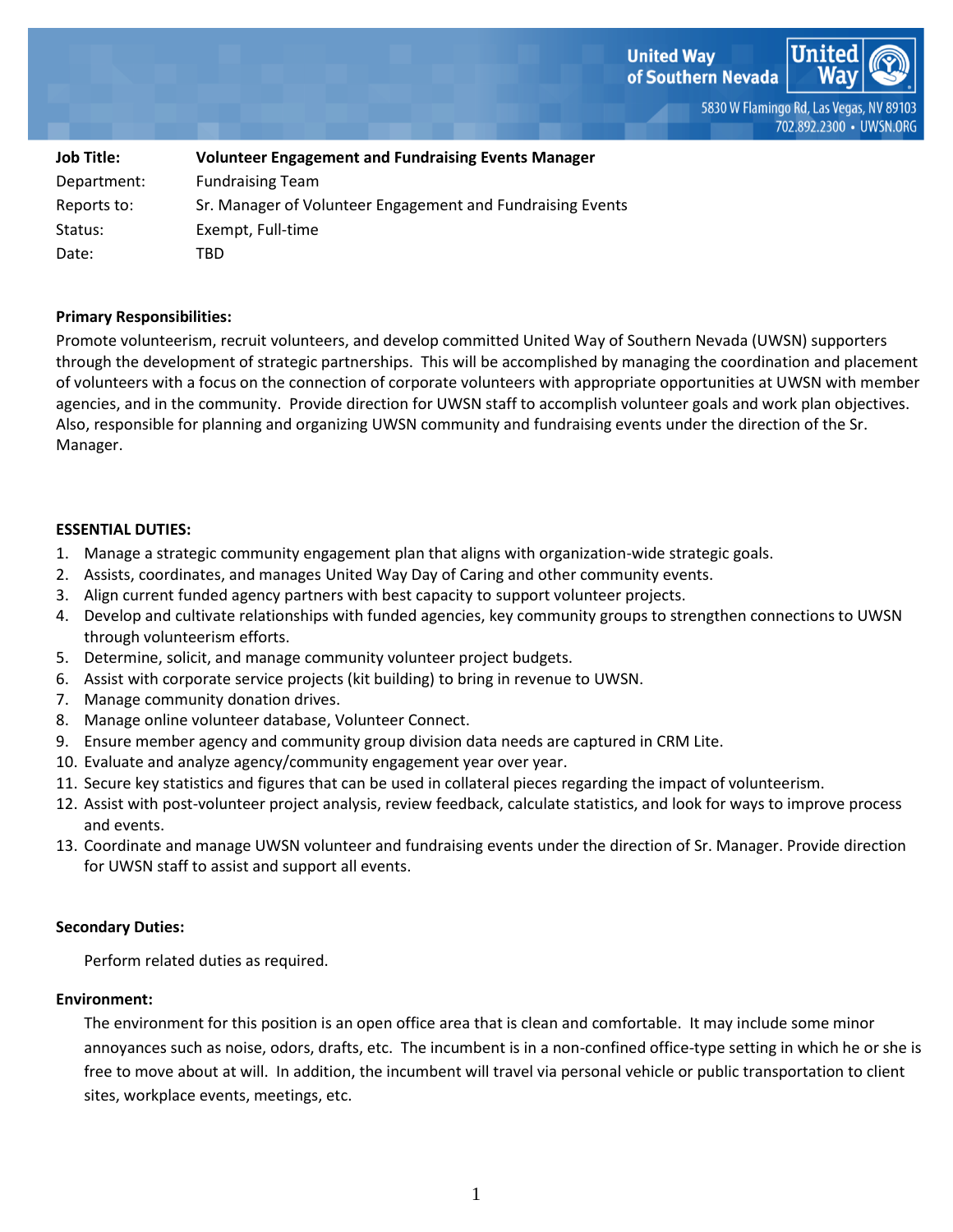United Way of Southern Nevada
5830 W Flamingo Rd, Las Vegas, NV 89103
702.892.2300 • UWSN.ORG

| | |
|---|---|
| **Job Title:** | **Volunteer Engagement and Fundraising Events Manager** |
| Department: | Fundraising Team |
| Reports to: | Sr. Manager of Volunteer Engagement and Fundraising Events |
| Status: | Exempt, Full-time |
| Date: | TBD |

**Primary Responsibilities:**

Promote volunteerism, recruit volunteers, and develop committed United Way of Southern Nevada (UWSN) supporters through the development of strategic partnerships. This will be accomplished by managing the coordination and placement of volunteers with a focus on the connection of corporate volunteers with appropriate opportunities at UWSN with member agencies, and in the community. Provide direction for UWSN staff to accomplish volunteer goals and work plan objectives. Also, responsible for planning and organizing UWSN community and fundraising events under the direction of the Sr. Manager.

**ESSENTIAL DUTIES:**

1. Manage a strategic community engagement plan that aligns with organization-wide strategic goals.
2. Assists, coordinates, and manages United Way Day of Caring and other community events.
3. Align current funded agency partners with best capacity to support volunteer projects.
4. Develop and cultivate relationships with funded agencies, key community groups to strengthen connections to UWSN through volunteerism efforts.
5. Determine, solicit, and manage community volunteer project budgets.
6. Assist with corporate service projects (kit building) to bring in revenue to UWSN.
7. Manage community donation drives.
8. Manage online volunteer database, Volunteer Connect.
9. Ensure member agency and community group division data needs are captured in CRM Lite.
10. Evaluate and analyze agency/community engagement year over year.
11. Secure key statistics and figures that can be used in collateral pieces regarding the impact of volunteerism.
12. Assist with post-volunteer project analysis, review feedback, calculate statistics, and look for ways to improve process and events.
13. Coordinate and manage UWSN volunteer and fundraising events under the direction of Sr. Manager. Provide direction for UWSN staff to assist and support all events.

**Secondary Duties:**

Perform related duties as required.

**Environment:**

The environment for this position is an open office area that is clean and comfortable. It may include some minor annoyances such as noise, odors, drafts, etc. The incumbent is in a non-confined office-type setting in which he or she is free to move about at will. In addition, the incumbent will travel via personal vehicle or public transportation to client sites, workplace events, meetings, etc.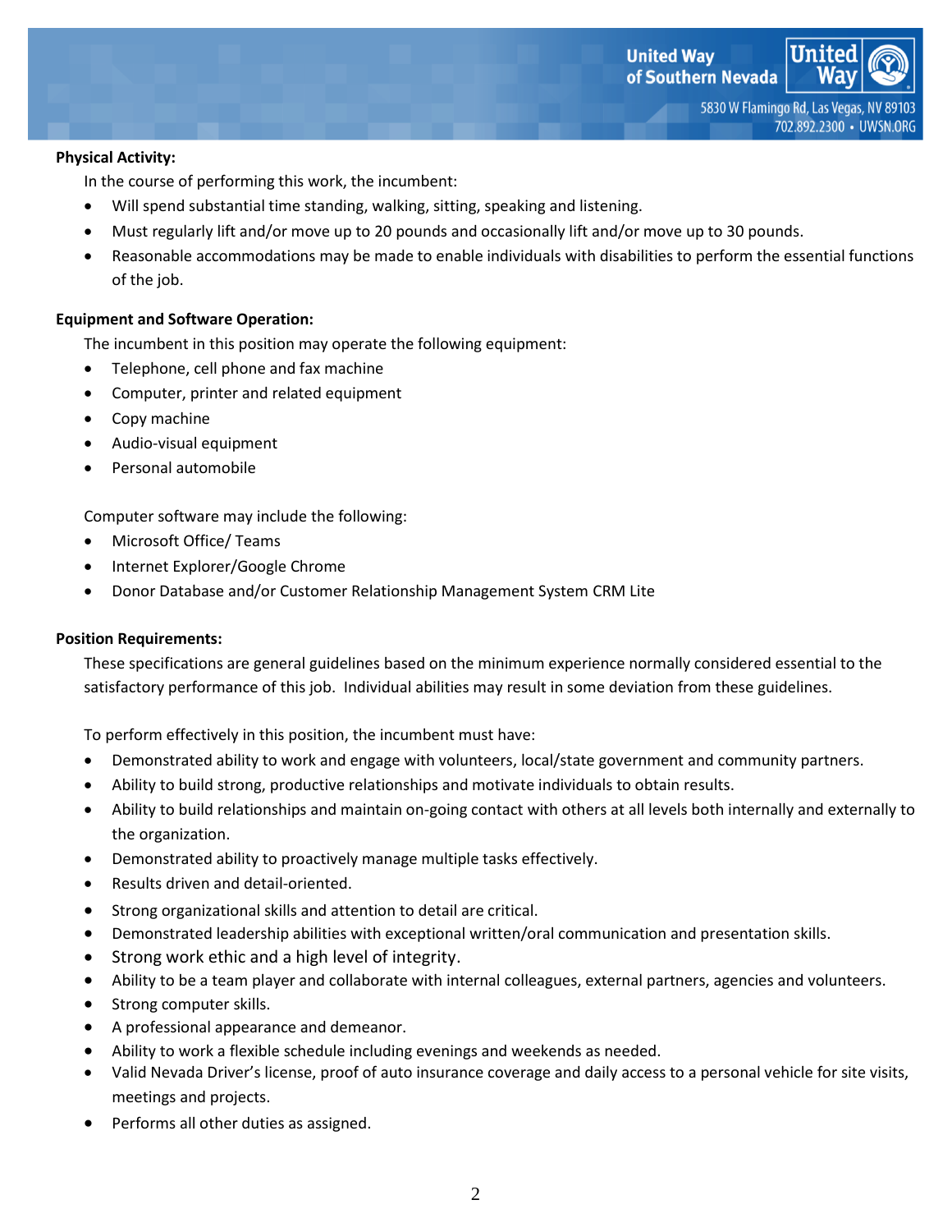**Physical Activity:**

In the course of performing this work, the incumbent:

- Will spend substantial time standing, walking, sitting, speaking and listening.
- Must regularly lift and/or move up to 20 pounds and occasionally lift and/or move up to 30 pounds.
- Reasonable accommodations may be made to enable individuals with disabilities to perform the essential functions of the job.

**Equipment and Software Operation:**

The incumbent in this position may operate the following equipment:

- Telephone, cell phone and fax machine
- Computer, printer and related equipment
- Copy machine
- Audio-visual equipment
- Personal automobile

Computer software may include the following:

- Microsoft Office/ Teams
- Internet Explorer/Google Chrome
- Donor Database and/or Customer Relationship Management System CRM Lite

**Position Requirements:**

These specifications are general guidelines based on the minimum experience normally considered essential to the satisfactory performance of this job. Individual abilities may result in some deviation from these guidelines.

To perform effectively in this position, the incumbent must have:

- Demonstrated ability to work and engage with volunteers, local/state government and community partners.
- Ability to build strong, productive relationships and motivate individuals to obtain results.
- Ability to build relationships and maintain on-going contact with others at all levels both internally and externally to the organization.
- Demonstrated ability to proactively manage multiple tasks effectively.
- Results driven and detail-oriented.
- Strong organizational skills and attention to detail are critical.
- Demonstrated leadership abilities with exceptional written/oral communication and presentation skills.
- Strong work ethic and a high level of integrity.
- Ability to be a team player and collaborate with internal colleagues, external partners, agencies and volunteers.
- Strong computer skills.
- A professional appearance and demeanor.
- Ability to work a flexible schedule including evenings and weekends as needed.
- Valid Nevada Driver's license, proof of auto insurance coverage and daily access to a personal vehicle for site visits, meetings and projects.
- Performs all other duties as assigned.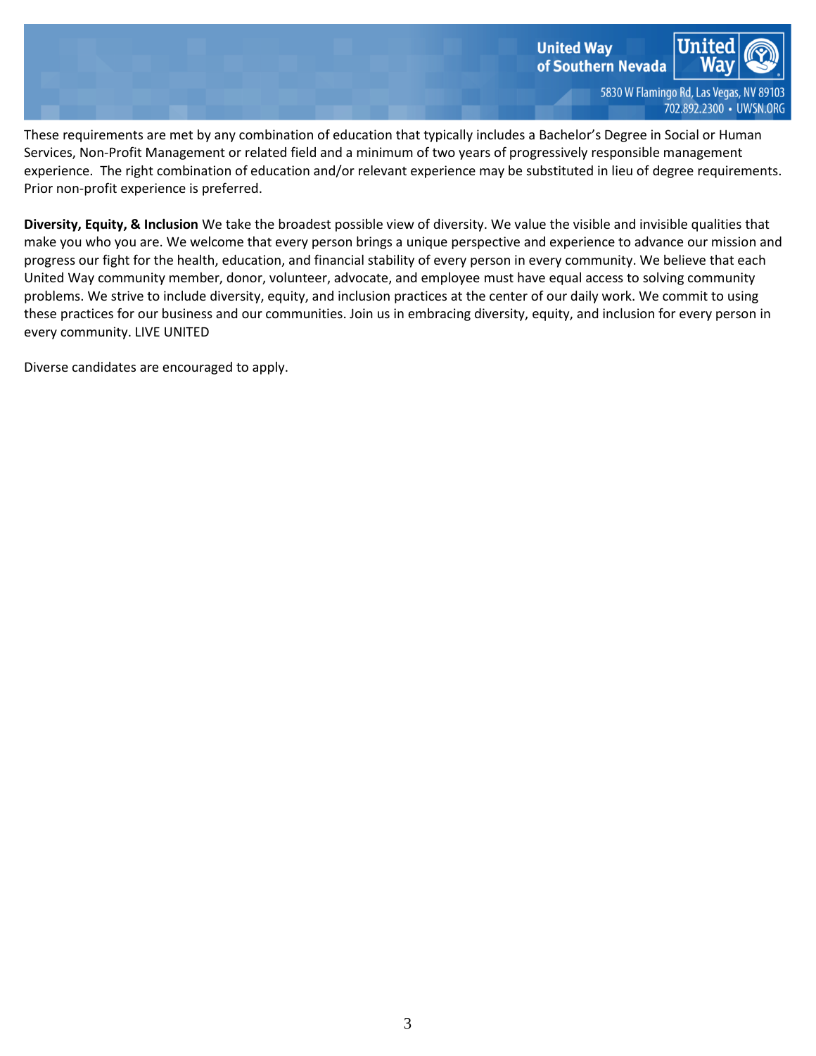These requirements are met by any combination of education that typically includes a Bachelor's Degree in Social or Human Services, Non-Profit Management or related field and a minimum of two years of progressively responsible management experience. The right combination of education and/or relevant experience may be substituted in lieu of degree requirements. Prior non-profit experience is preferred.

**Diversity, Equity, & Inclusion** We take the broadest possible view of diversity. We value the visible and invisible qualities that make you who you are. We welcome that every person brings a unique perspective and experience to advance our mission and progress our fight for the health, education, and financial stability of every person in every community. We believe that each United Way community member, donor, volunteer, advocate, and employee must have equal access to solving community problems. We strive to include diversity, equity, and inclusion practices at the center of our daily work. We commit to using these practices for our business and our communities. Join us in embracing diversity, equity, and inclusion for every person in every community. LIVE UNITED

Diverse candidates are encouraged to apply.